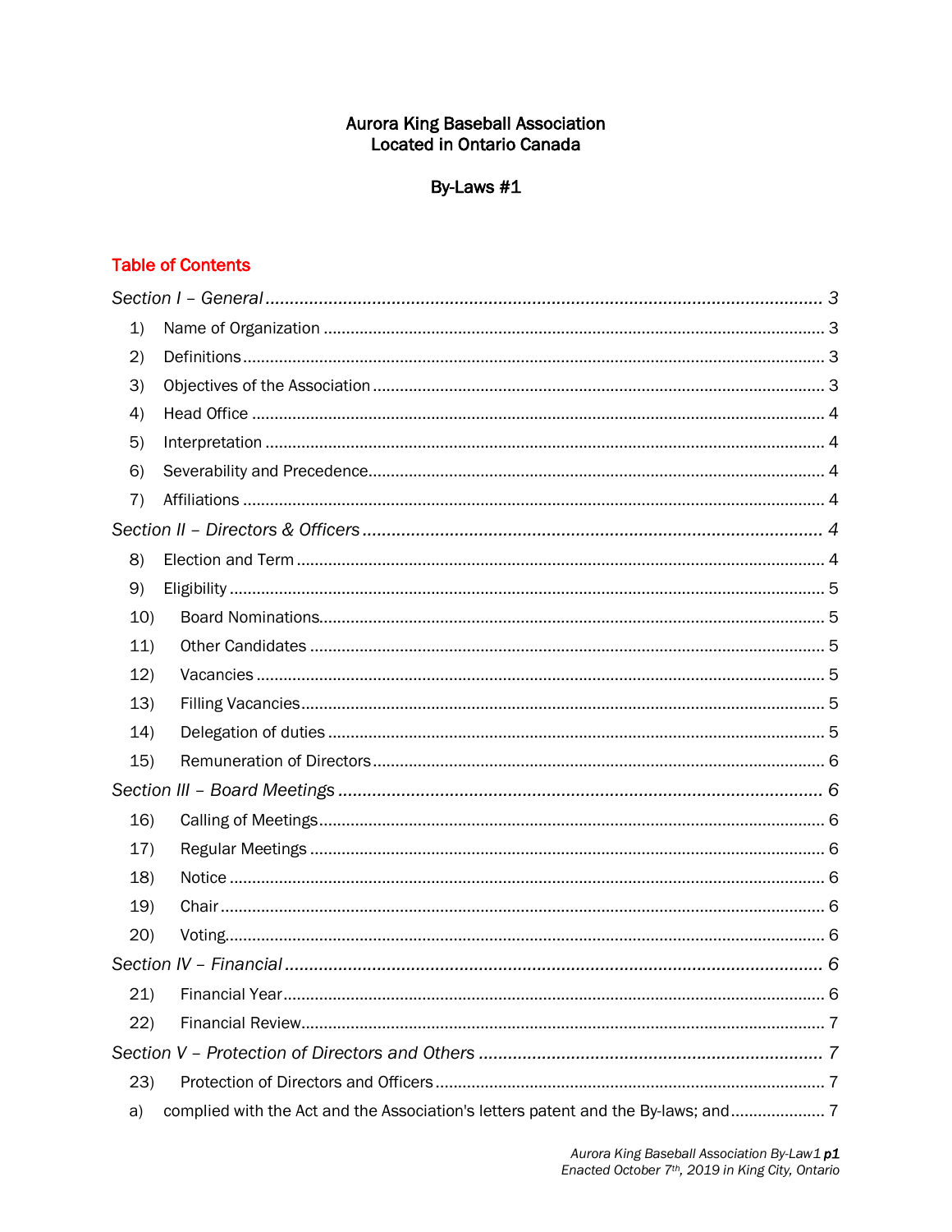# Aurora King Baseball Association
# Located in Ontario Canada

## By-Laws #1

## Table of Contents

*Section I – General* ........ *3*

1) Name of Organization ........ 3
2) Definitions ........ 3
3) Objectives of the Association ........ 3
4) Head Office ........ 4
5) Interpretation ........ 4
6) Severability and Precedence ........ 4
7) Affiliations ........ 4

*Section II – Directors & Officers* ........ *4*

8) Election and Term ........ 4
9) Eligibility ........ 5
10) Board Nominations ........ 5
11) Other Candidates ........ 5
12) Vacancies ........ 5
13) Filling Vacancies ........ 5
14) Delegation of duties ........ 5
15) Remuneration of Directors ........ 6

*Section III – Board Meetings* ........ *6*

16) Calling of Meetings ........ 6
17) Regular Meetings ........ 6
18) Notice ........ 6
19) Chair ........ 6
20) Voting ........ 6

*Section IV – Financial* ........ *6*

21) Financial Year ........ 6
22) Financial Review ........ 7

*Section V – Protection of Directors and Others* ........ *7*

23) Protection of Directors and Officers ........ 7

a) complied with the Act and the Association's letters patent and the By-laws; and ........ 7

*Aurora King Baseball Association By-Law1* ***p1***
*Enacted October 7th, 2019 in King City, Ontario*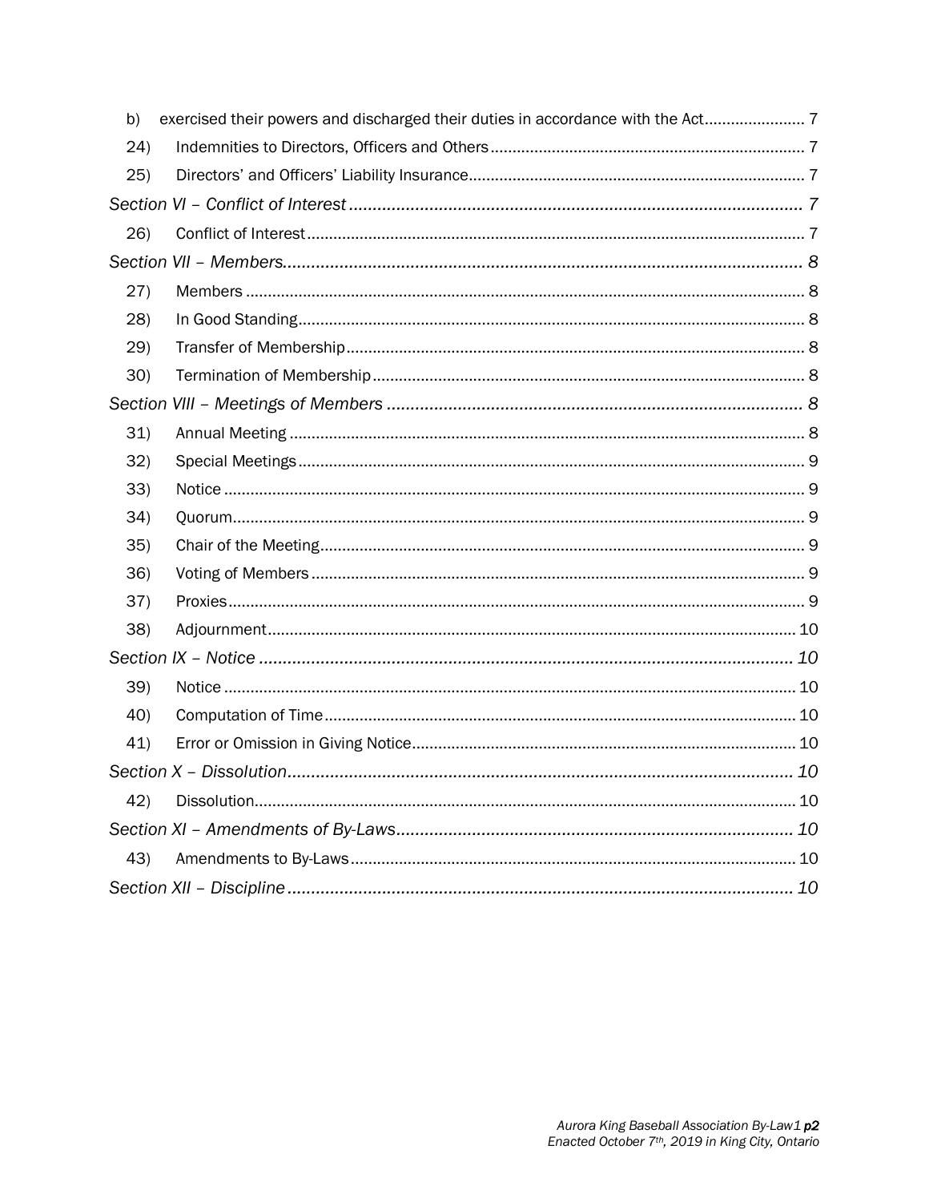b) exercised their powers and discharged their duties in accordance with the Act ....... 7

24) Indemnities to Directors, Officers and Others ....... 7

25) Directors' and Officers' Liability Insurance ....... 7

*Section VI – Conflict of Interest ....... 7*

26) Conflict of Interest ....... 7

*Section VII – Members ....... 8*

27) Members ....... 8

28) In Good Standing ....... 8

29) Transfer of Membership ....... 8

30) Termination of Membership ....... 8

*Section VIII – Meetings of Members ....... 8*

31) Annual Meeting ....... 8

32) Special Meetings ....... 9

33) Notice ....... 9

34) Quorum ....... 9

35) Chair of the Meeting ....... 9

36) Voting of Members ....... 9

37) Proxies ....... 9

38) Adjournment ....... 10

*Section IX – Notice ....... 10*

39) Notice ....... 10

40) Computation of Time ....... 10

41) Error or Omission in Giving Notice ....... 10

*Section X – Dissolution ....... 10*

42) Dissolution ....... 10

*Section XI – Amendments of By-Laws ....... 10*

43) Amendments to By-Laws ....... 10

*Section XII – Discipline ....... 10*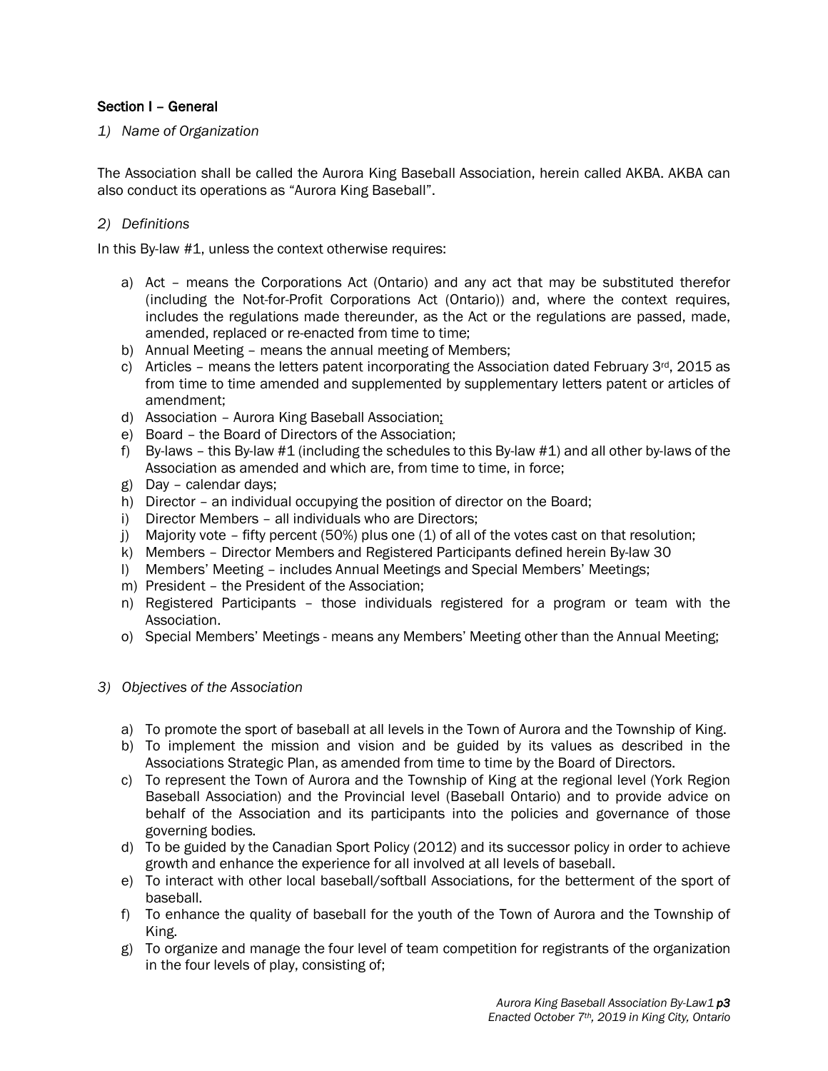### Section I – General

*1) Name of Organization*

The Association shall be called the Aurora King Baseball Association, herein called AKBA. AKBA can also conduct its operations as “Aurora King Baseball”.

*2) Definitions*

In this By-law #1, unless the context otherwise requires:

a) Act – means the Corporations Act (Ontario) and any act that may be substituted therefor (including the Not-for-Profit Corporations Act (Ontario)) and, where the context requires, includes the regulations made thereunder, as the Act or the regulations are passed, made, amended, replaced or re-enacted from time to time;
b) Annual Meeting – means the annual meeting of Members;
c) Articles – means the letters patent incorporating the Association dated February 3rd, 2015 as from time to time amended and supplemented by supplementary letters patent or articles of amendment;
d) Association – Aurora King Baseball Association;
e) Board – the Board of Directors of the Association;
f) By-laws – this By-law #1 (including the schedules to this By-law #1) and all other by-laws of the Association as amended and which are, from time to time, in force;
g) Day – calendar days;
h) Director – an individual occupying the position of director on the Board;
i) Director Members – all individuals who are Directors;
j) Majority vote – fifty percent (50%) plus one (1) of all of the votes cast on that resolution;
k) Members – Director Members and Registered Participants defined herein By-law 30
l) Members’ Meeting – includes Annual Meetings and Special Members’ Meetings;
m) President – the President of the Association;
n) Registered Participants – those individuals registered for a program or team with the Association.
o) Special Members’ Meetings - means any Members’ Meeting other than the Annual Meeting;

*3) Objectives of the Association*

a) To promote the sport of baseball at all levels in the Town of Aurora and the Township of King.
b) To implement the mission and vision and be guided by its values as described in the Associations Strategic Plan, as amended from time to time by the Board of Directors.
c) To represent the Town of Aurora and the Township of King at the regional level (York Region Baseball Association) and the Provincial level (Baseball Ontario) and to provide advice on behalf of the Association and its participants into the policies and governance of those governing bodies.
d) To be guided by the Canadian Sport Policy (2012) and its successor policy in order to achieve growth and enhance the experience for all involved at all levels of baseball.
e) To interact with other local baseball/softball Associations, for the betterment of the sport of baseball.
f) To enhance the quality of baseball for the youth of the Town of Aurora and the Township of King.
g) To organize and manage the four level of team competition for registrants of the organization in the four levels of play, consisting of;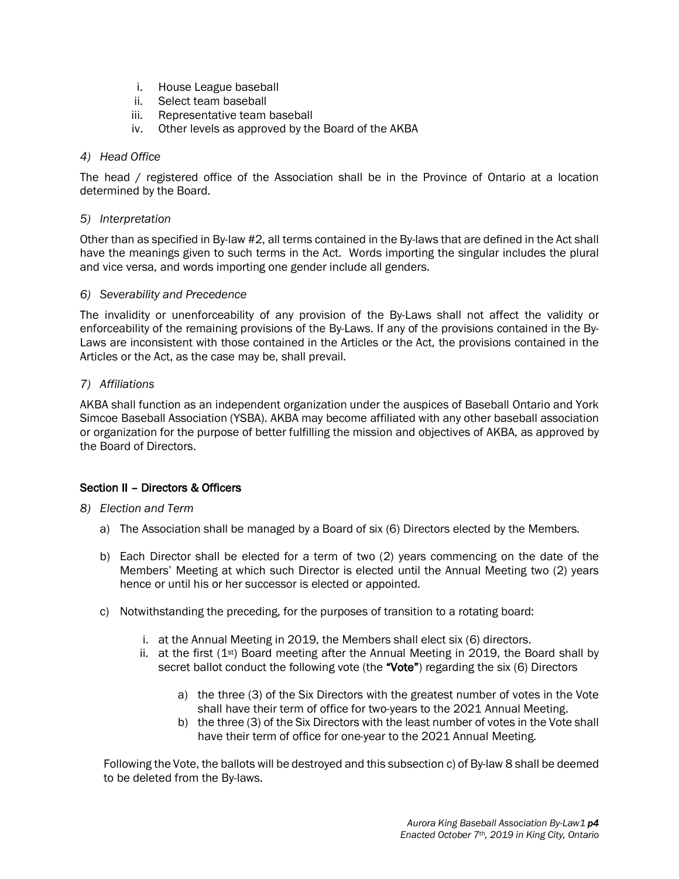i. House League baseball
ii. Select team baseball
iii. Representative team baseball
iv. Other levels as approved by the Board of the AKBA

*4) Head Office*

The head / registered office of the Association shall be in the Province of Ontario at a location determined by the Board.

*5) Interpretation*

Other than as specified in By-law #2, all terms contained in the By-laws that are defined in the Act shall have the meanings given to such terms in the Act. Words importing the singular includes the plural and vice versa, and words importing one gender include all genders.

*6) Severability and Precedence*

The invalidity or unenforceability of any provision of the By-Laws shall not affect the validity or enforceability of the remaining provisions of the By-Laws. If any of the provisions contained in the By-Laws are inconsistent with those contained in the Articles or the Act, the provisions contained in the Articles or the Act, as the case may be, shall prevail.

*7) Affiliations*

AKBA shall function as an independent organization under the auspices of Baseball Ontario and York Simcoe Baseball Association (YSBA). AKBA may become affiliated with any other baseball association or organization for the purpose of better fulfilling the mission and objectives of AKBA, as approved by the Board of Directors.

## Section II – Directors & Officers

*8) Election and Term*

a) The Association shall be managed by a Board of six (6) Directors elected by the Members.

b) Each Director shall be elected for a term of two (2) years commencing on the date of the Members' Meeting at which such Director is elected until the Annual Meeting two (2) years hence or until his or her successor is elected or appointed.

c) Notwithstanding the preceding, for the purposes of transition to a rotating board:

   i. at the Annual Meeting in 2019, the Members shall elect six (6) directors.
   ii. at the first (1st) Board meeting after the Annual Meeting in 2019, the Board shall by secret ballot conduct the following vote (the **"Vote"**) regarding the six (6) Directors

      a) the three (3) of the Six Directors with the greatest number of votes in the Vote shall have their term of office for two-years to the 2021 Annual Meeting.
      b) the three (3) of the Six Directors with the least number of votes in the Vote shall have their term of office for one-year to the 2021 Annual Meeting.

Following the Vote, the ballots will be destroyed and this subsection c) of By-law 8 shall be deemed to be deleted from the By-laws.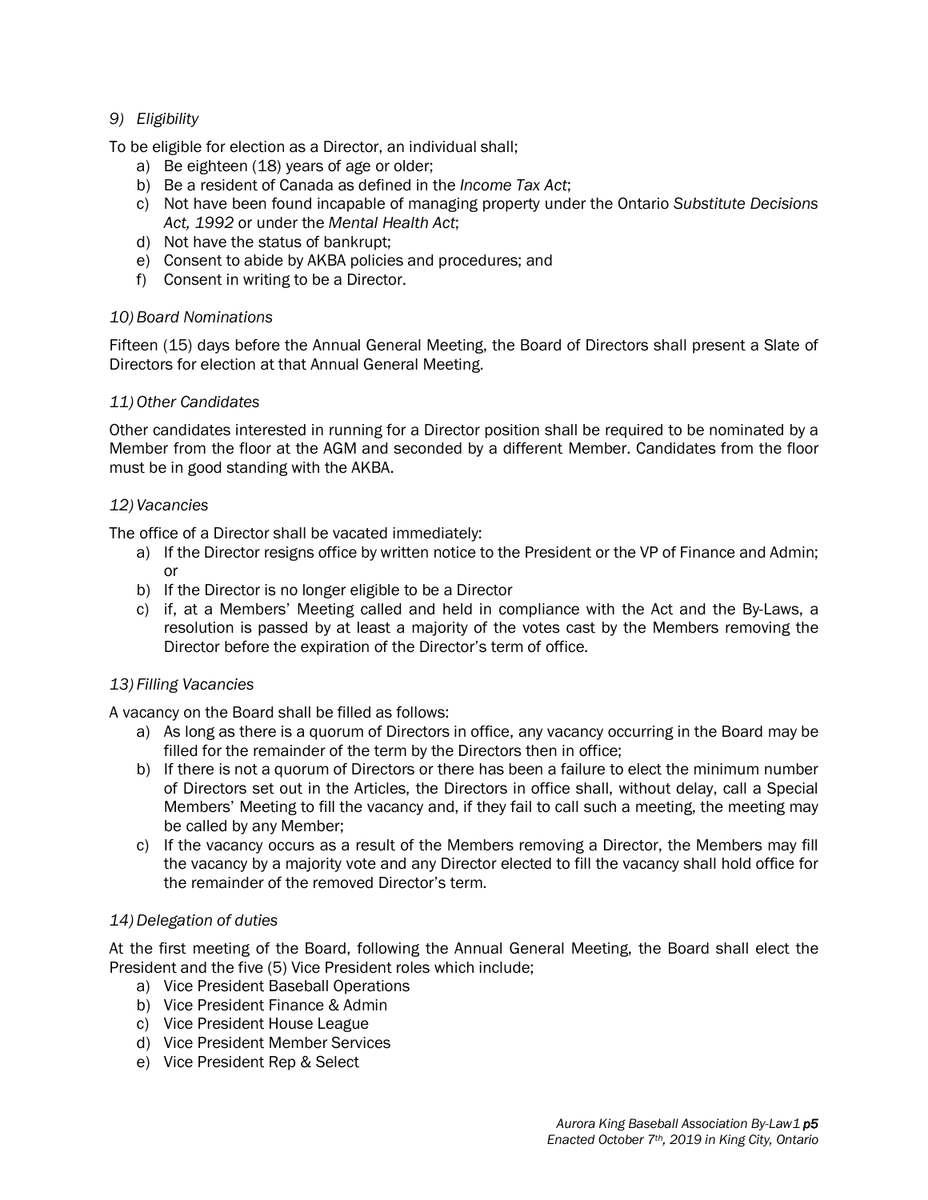*9) Eligibility*

To be eligible for election as a Director, an individual shall;

a) Be eighteen (18) years of age or older;
b) Be a resident of Canada as defined in the *Income Tax Act*;
c) Not have been found incapable of managing property under the Ontario *Substitute Decisions Act, 1992* or under the *Mental Health Act*;
d) Not have the status of bankrupt;
e) Consent to abide by AKBA policies and procedures; and
f) Consent in writing to be a Director.

*10) Board Nominations*

Fifteen (15) days before the Annual General Meeting, the Board of Directors shall present a Slate of Directors for election at that Annual General Meeting.

*11) Other Candidates*

Other candidates interested in running for a Director position shall be required to be nominated by a Member from the floor at the AGM and seconded by a different Member. Candidates from the floor must be in good standing with the AKBA.

*12) Vacancies*

The office of a Director shall be vacated immediately:

a) If the Director resigns office by written notice to the President or the VP of Finance and Admin; or
b) If the Director is no longer eligible to be a Director
c) if, at a Members' Meeting called and held in compliance with the Act and the By-Laws, a resolution is passed by at least a majority of the votes cast by the Members removing the Director before the expiration of the Director's term of office.

*13) Filling Vacancies*

A vacancy on the Board shall be filled as follows:

a) As long as there is a quorum of Directors in office, any vacancy occurring in the Board may be filled for the remainder of the term by the Directors then in office;
b) If there is not a quorum of Directors or there has been a failure to elect the minimum number of Directors set out in the Articles, the Directors in office shall, without delay, call a Special Members' Meeting to fill the vacancy and, if they fail to call such a meeting, the meeting may be called by any Member;
c) If the vacancy occurs as a result of the Members removing a Director, the Members may fill the vacancy by a majority vote and any Director elected to fill the vacancy shall hold office for the remainder of the removed Director's term.

*14) Delegation of duties*

At the first meeting of the Board, following the Annual General Meeting, the Board shall elect the President and the five (5) Vice President roles which include;

a) Vice President Baseball Operations
b) Vice President Finance & Admin
c) Vice President House League
d) Vice President Member Services
e) Vice President Rep & Select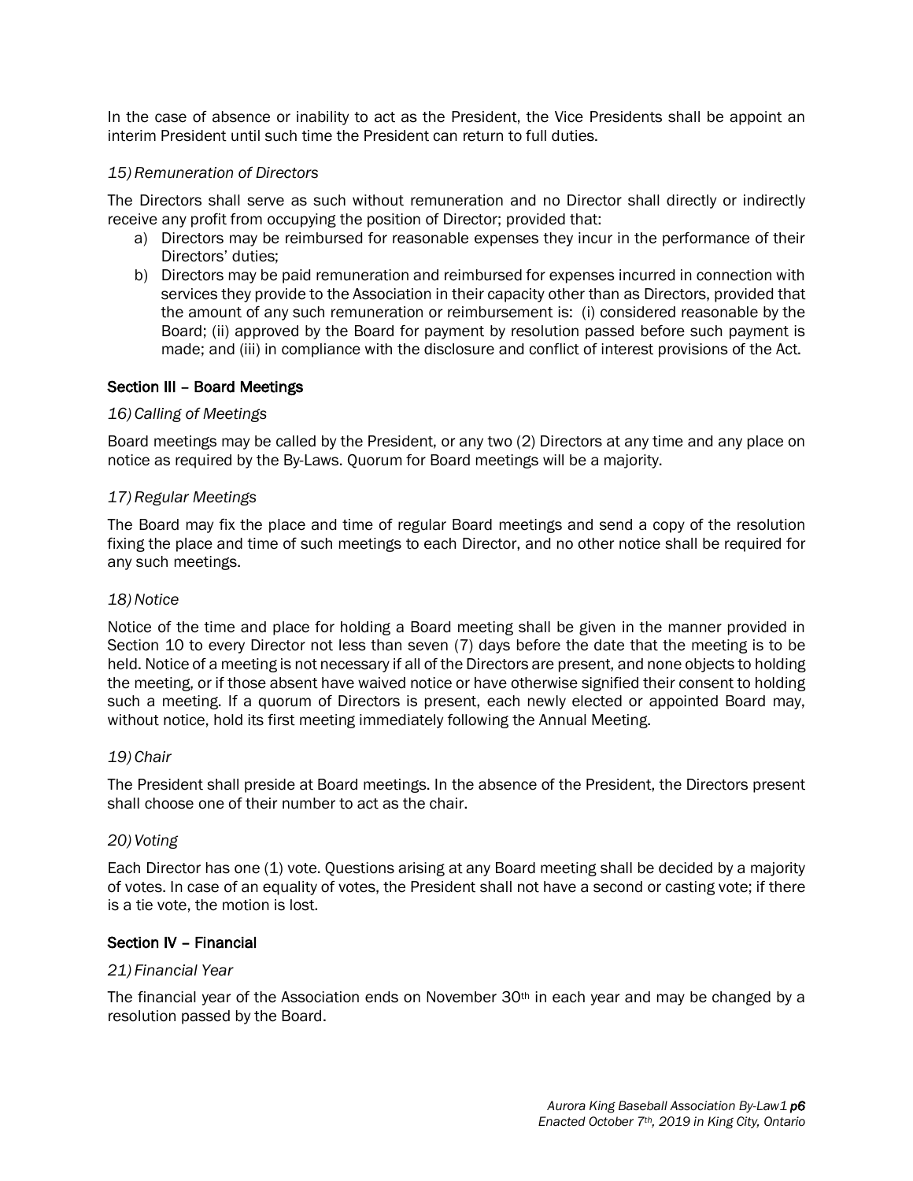In the case of absence or inability to act as the President, the Vice Presidents shall be appoint an interim President until such time the President can return to full duties.

*15) Remuneration of Directors*

The Directors shall serve as such without remuneration and no Director shall directly or indirectly receive any profit from occupying the position of Director; provided that:

a) Directors may be reimbursed for reasonable expenses they incur in the performance of their Directors' duties;
b) Directors may be paid remuneration and reimbursed for expenses incurred in connection with services they provide to the Association in their capacity other than as Directors, provided that the amount of any such remuneration or reimbursement is: (i) considered reasonable by the Board; (ii) approved by the Board for payment by resolution passed before such payment is made; and (iii) in compliance with the disclosure and conflict of interest provisions of the Act.

## Section III – Board Meetings

*16) Calling of Meetings*

Board meetings may be called by the President, or any two (2) Directors at any time and any place on notice as required by the By-Laws. Quorum for Board meetings will be a majority.

*17) Regular Meetings*

The Board may fix the place and time of regular Board meetings and send a copy of the resolution fixing the place and time of such meetings to each Director, and no other notice shall be required for any such meetings.

*18) Notice*

Notice of the time and place for holding a Board meeting shall be given in the manner provided in Section 10 to every Director not less than seven (7) days before the date that the meeting is to be held. Notice of a meeting is not necessary if all of the Directors are present, and none objects to holding the meeting, or if those absent have waived notice or have otherwise signified their consent to holding such a meeting. If a quorum of Directors is present, each newly elected or appointed Board may, without notice, hold its first meeting immediately following the Annual Meeting.

*19) Chair*

The President shall preside at Board meetings. In the absence of the President, the Directors present shall choose one of their number to act as the chair.

*20) Voting*

Each Director has one (1) vote. Questions arising at any Board meeting shall be decided by a majority of votes. In case of an equality of votes, the President shall not have a second or casting vote; if there is a tie vote, the motion is lost.

## Section IV – Financial

*21) Financial Year*

The financial year of the Association ends on November 30th in each year and may be changed by a resolution passed by the Board.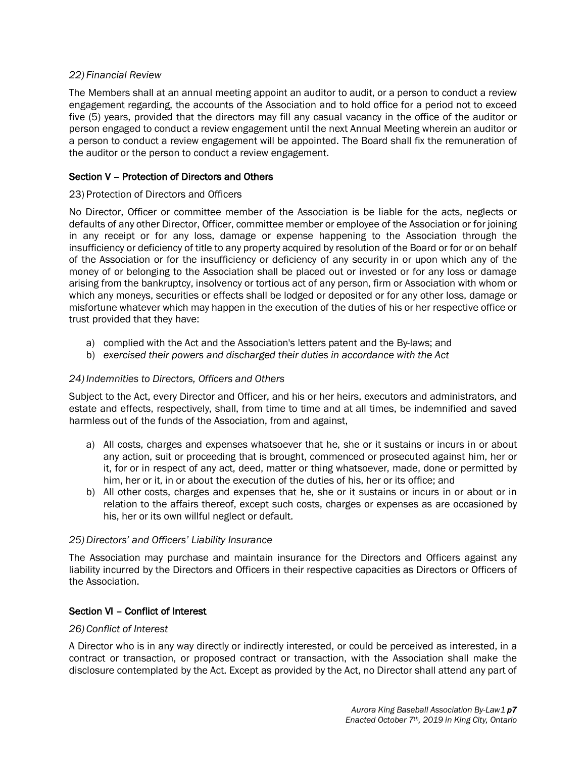*22) Financial Review*

The Members shall at an annual meeting appoint an auditor to audit, or a person to conduct a review engagement regarding, the accounts of the Association and to hold office for a period not to exceed five (5) years, provided that the directors may fill any casual vacancy in the office of the auditor or person engaged to conduct a review engagement until the next Annual Meeting wherein an auditor or a person to conduct a review engagement will be appointed. The Board shall fix the remuneration of the auditor or the person to conduct a review engagement.

## Section V – Protection of Directors and Others

23) Protection of Directors and Officers

No Director, Officer or committee member of the Association is be liable for the acts, neglects or defaults of any other Director, Officer, committee member or employee of the Association or for joining in any receipt or for any loss, damage or expense happening to the Association through the insufficiency or deficiency of title to any property acquired by resolution of the Board or for or on behalf of the Association or for the insufficiency or deficiency of any security in or upon which any of the money of or belonging to the Association shall be placed out or invested or for any loss or damage arising from the bankruptcy, insolvency or tortious act of any person, firm or Association with whom or which any moneys, securities or effects shall be lodged or deposited or for any other loss, damage or misfortune whatever which may happen in the execution of the duties of his or her respective office or trust provided that they have:

a) complied with the Act and the Association's letters patent and the By-laws; and
b) *exercised their powers and discharged their duties in accordance with the Act*

*24) Indemnities to Directors, Officers and Others*

Subject to the Act, every Director and Officer, and his or her heirs, executors and administrators, and estate and effects, respectively, shall, from time to time and at all times, be indemnified and saved harmless out of the funds of the Association, from and against,

a) All costs, charges and expenses whatsoever that he, she or it sustains or incurs in or about any action, suit or proceeding that is brought, commenced or prosecuted against him, her or it, for or in respect of any act, deed, matter or thing whatsoever, made, done or permitted by him, her or it, in or about the execution of the duties of his, her or its office; and
b) All other costs, charges and expenses that he, she or it sustains or incurs in or about or in relation to the affairs thereof, except such costs, charges or expenses as are occasioned by his, her or its own willful neglect or default.

*25) Directors' and Officers' Liability Insurance*

The Association may purchase and maintain insurance for the Directors and Officers against any liability incurred by the Directors and Officers in their respective capacities as Directors or Officers of the Association.

## Section VI – Conflict of Interest

*26) Conflict of Interest*

A Director who is in any way directly or indirectly interested, or could be perceived as interested, in a contract or transaction, or proposed contract or transaction, with the Association shall make the disclosure contemplated by the Act. Except as provided by the Act, no Director shall attend any part of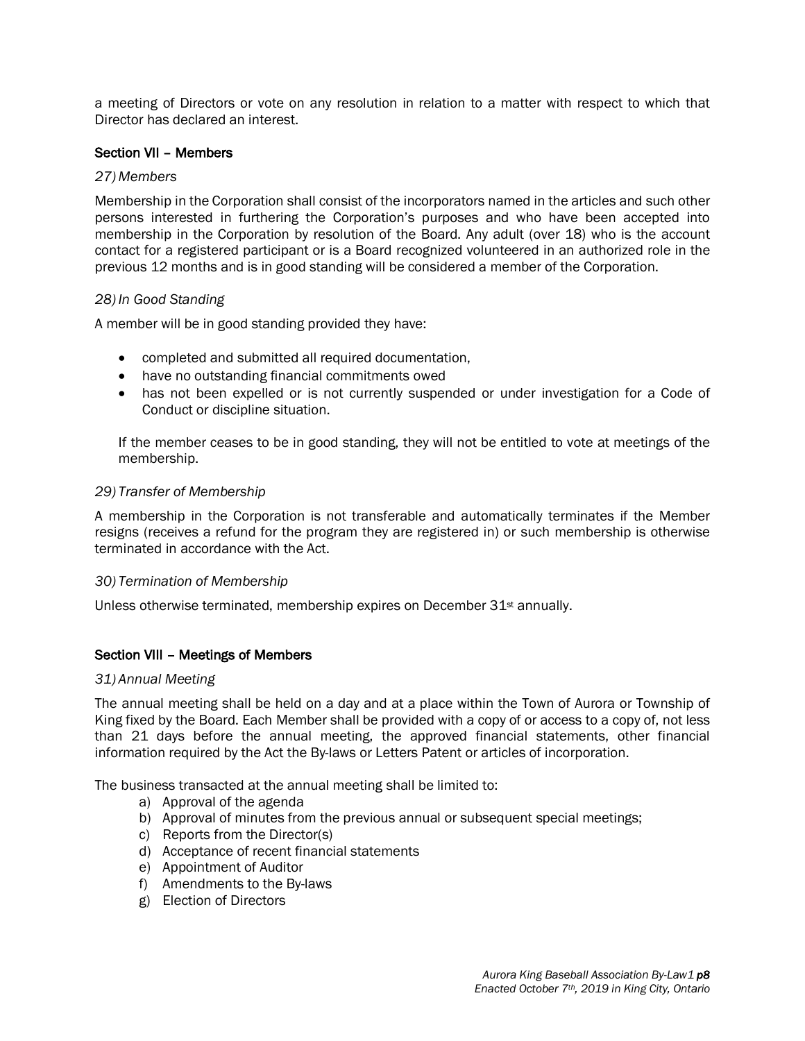a meeting of Directors or vote on any resolution in relation to a matter with respect to which that Director has declared an interest.

## Section VII – Members

*27) Members*

Membership in the Corporation shall consist of the incorporators named in the articles and such other persons interested in furthering the Corporation's purposes and who have been accepted into membership in the Corporation by resolution of the Board. Any adult (over 18) who is the account contact for a registered participant or is a Board recognized volunteered in an authorized role in the previous 12 months and is in good standing will be considered a member of the Corporation.

*28) In Good Standing*

A member will be in good standing provided they have:

- completed and submitted all required documentation,
- have no outstanding financial commitments owed
- has not been expelled or is not currently suspended or under investigation for a Code of Conduct or discipline situation.

If the member ceases to be in good standing, they will not be entitled to vote at meetings of the membership.

*29) Transfer of Membership*

A membership in the Corporation is not transferable and automatically terminates if the Member resigns (receives a refund for the program they are registered in) or such membership is otherwise terminated in accordance with the Act.

*30) Termination of Membership*

Unless otherwise terminated, membership expires on December 31st annually.

## Section VIII – Meetings of Members

*31) Annual Meeting*

The annual meeting shall be held on a day and at a place within the Town of Aurora or Township of King fixed by the Board. Each Member shall be provided with a copy of or access to a copy of, not less than 21 days before the annual meeting, the approved financial statements, other financial information required by the Act the By-laws or Letters Patent or articles of incorporation.

The business transacted at the annual meeting shall be limited to:

a) Approval of the agenda
b) Approval of minutes from the previous annual or subsequent special meetings;
c) Reports from the Director(s)
d) Acceptance of recent financial statements
e) Appointment of Auditor
f) Amendments to the By-laws
g) Election of Directors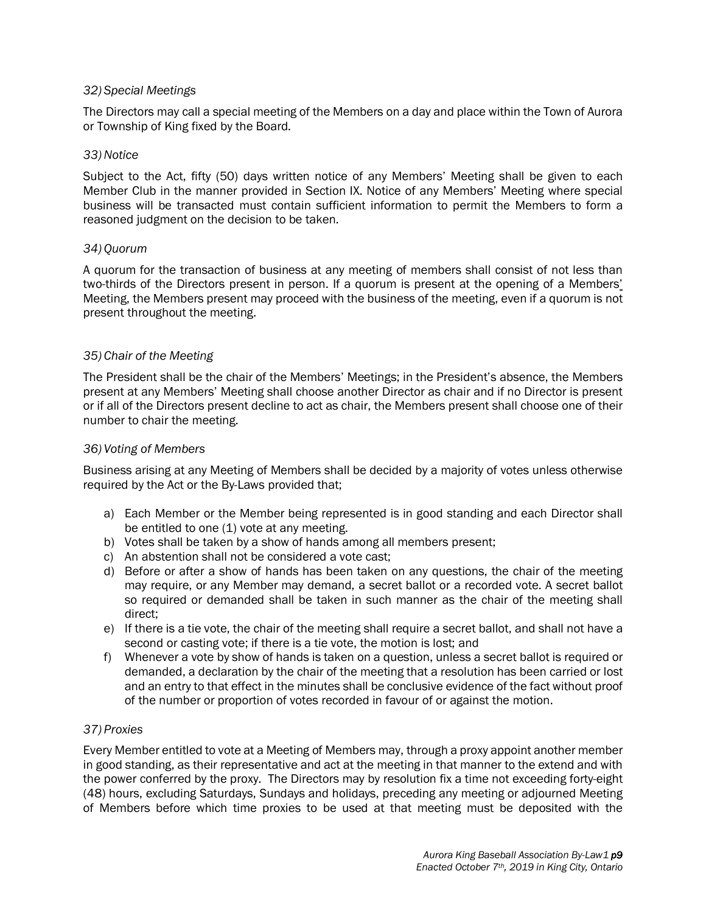*32) Special Meetings*

The Directors may call a special meeting of the Members on a day and place within the Town of Aurora or Township of King fixed by the Board.

*33) Notice*

Subject to the Act, fifty (50) days written notice of any Members' Meeting shall be given to each Member Club in the manner provided in Section IX. Notice of any Members' Meeting where special business will be transacted must contain sufficient information to permit the Members to form a reasoned judgment on the decision to be taken.

*34) Quorum*

A quorum for the transaction of business at any meeting of members shall consist of not less than two-thirds of the Directors present in person. If a quorum is present at the opening of a Members' Meeting, the Members present may proceed with the business of the meeting, even if a quorum is not present throughout the meeting.

*35) Chair of the Meeting*

The President shall be the chair of the Members' Meetings; in the President's absence, the Members present at any Members' Meeting shall choose another Director as chair and if no Director is present or if all of the Directors present decline to act as chair, the Members present shall choose one of their number to chair the meeting.

*36) Voting of Members*

Business arising at any Meeting of Members shall be decided by a majority of votes unless otherwise required by the Act or the By-Laws provided that;

a) Each Member or the Member being represented is in good standing and each Director shall be entitled to one (1) vote at any meeting.
b) Votes shall be taken by a show of hands among all members present;
c) An abstention shall not be considered a vote cast;
d) Before or after a show of hands has been taken on any questions, the chair of the meeting may require, or any Member may demand, a secret ballot or a recorded vote. A secret ballot so required or demanded shall be taken in such manner as the chair of the meeting shall direct;
e) If there is a tie vote, the chair of the meeting shall require a secret ballot, and shall not have a second or casting vote; if there is a tie vote, the motion is lost; and
f) Whenever a vote by show of hands is taken on a question, unless a secret ballot is required or demanded, a declaration by the chair of the meeting that a resolution has been carried or lost and an entry to that effect in the minutes shall be conclusive evidence of the fact without proof of the number or proportion of votes recorded in favour of or against the motion.

*37) Proxies*

Every Member entitled to vote at a Meeting of Members may, through a proxy appoint another member in good standing, as their representative and act at the meeting in that manner to the extend and with the power conferred by the proxy. The Directors may by resolution fix a time not exceeding forty-eight (48) hours, excluding Saturdays, Sundays and holidays, preceding any meeting or adjourned Meeting of Members before which time proxies to be used at that meeting must be deposited with the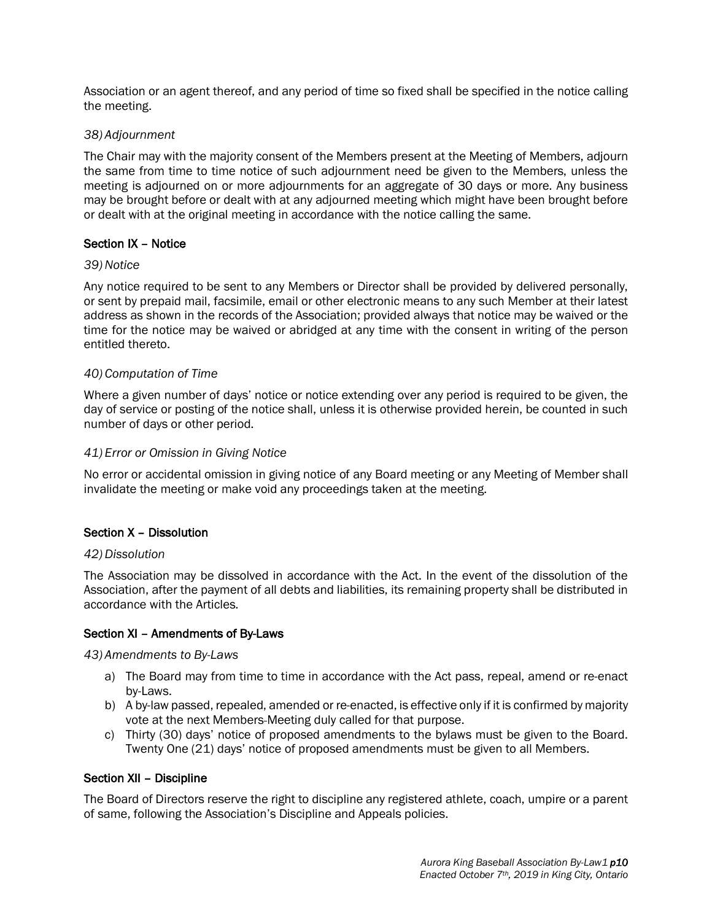Association or an agent thereof, and any period of time so fixed shall be specified in the notice calling the meeting.

*38) Adjournment*

The Chair may with the majority consent of the Members present at the Meeting of Members, adjourn the same from time to time notice of such adjournment need be given to the Members, unless the meeting is adjourned on or more adjournments for an aggregate of 30 days or more. Any business may be brought before or dealt with at any adjourned meeting which might have been brought before or dealt with at the original meeting in accordance with the notice calling the same.

### Section IX – Notice

*39) Notice*

Any notice required to be sent to any Members or Director shall be provided by delivered personally, or sent by prepaid mail, facsimile, email or other electronic means to any such Member at their latest address as shown in the records of the Association; provided always that notice may be waived or the time for the notice may be waived or abridged at any time with the consent in writing of the person entitled thereto.

*40) Computation of Time*

Where a given number of days' notice or notice extending over any period is required to be given, the day of service or posting of the notice shall, unless it is otherwise provided herein, be counted in such number of days or other period.

*41) Error or Omission in Giving Notice*

No error or accidental omission in giving notice of any Board meeting or any Meeting of Member shall invalidate the meeting or make void any proceedings taken at the meeting.

### Section X – Dissolution

*42) Dissolution*

The Association may be dissolved in accordance with the Act. In the event of the dissolution of the Association, after the payment of all debts and liabilities, its remaining property shall be distributed in accordance with the Articles.

### Section XI – Amendments of By-Laws

*43) Amendments to By-Laws*

a) The Board may from time to time in accordance with the Act pass, repeal, amend or re-enact by-Laws.
b) A by-law passed, repealed, amended or re-enacted, is effective only if it is confirmed by majority vote at the next Members-Meeting duly called for that purpose.
c) Thirty (30) days' notice of proposed amendments to the bylaws must be given to the Board. Twenty One (21) days' notice of proposed amendments must be given to all Members.

### Section XII – Discipline

The Board of Directors reserve the right to discipline any registered athlete, coach, umpire or a parent of same, following the Association's Discipline and Appeals policies.